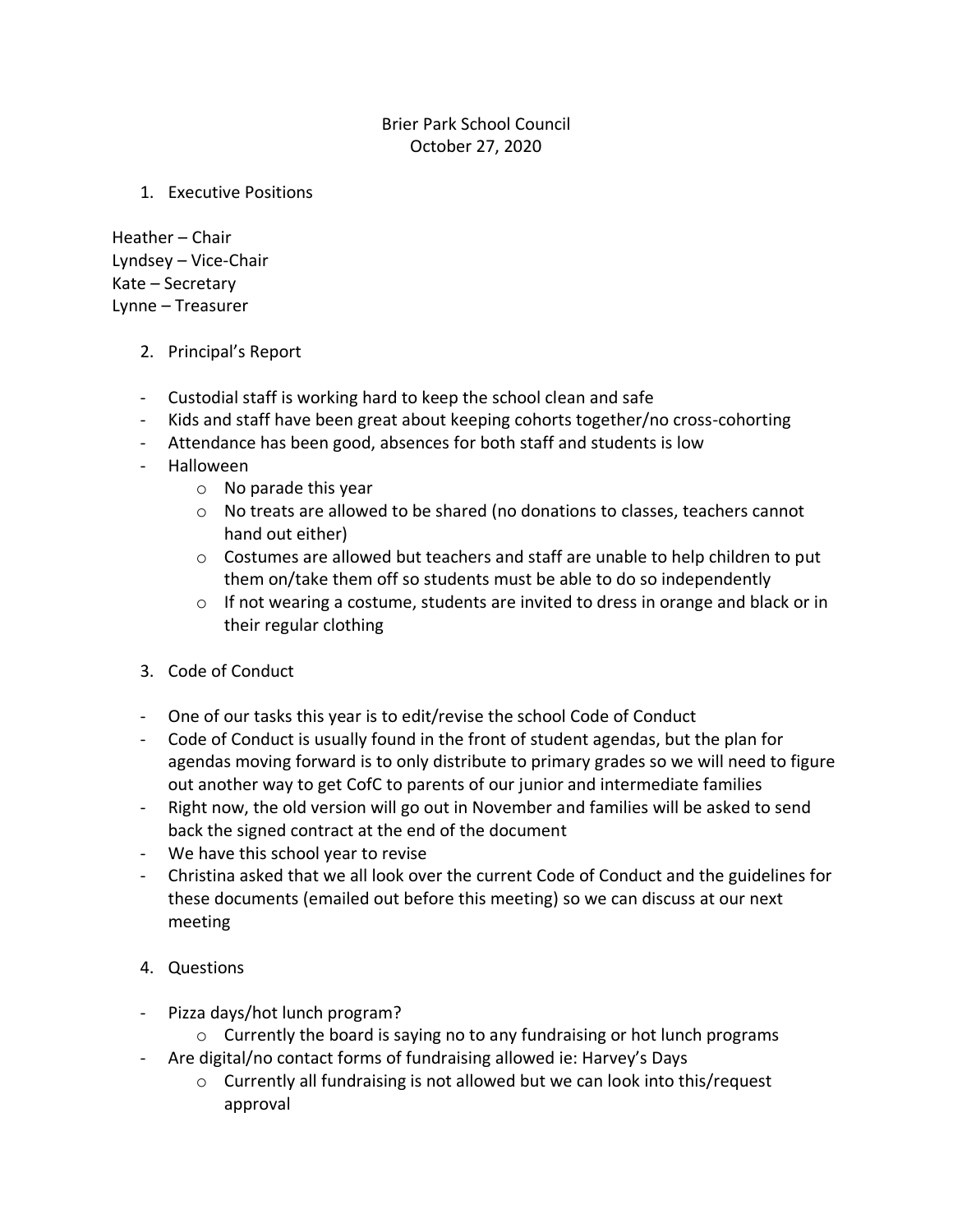# Brier Park School Council

October 27, 2020

1. Executive Positions

Heather – Chair
Lyndsey – Vice-Chair
Kate – Secretary
Lynne – Treasurer

2. Principal's Report

- Custodial staff is working hard to keep the school clean and safe
- Kids and staff have been great about keeping cohorts together/no cross-cohorting
- Attendance has been good, absences for both staff and students is low
- Halloween
  - No parade this year
  - No treats are allowed to be shared (no donations to classes, teachers cannot hand out either)
  - Costumes are allowed but teachers and staff are unable to help children to put them on/take them off so students must be able to do so independently
  - If not wearing a costume, students are invited to dress in orange and black or in their regular clothing

3. Code of Conduct

- One of our tasks this year is to edit/revise the school Code of Conduct
- Code of Conduct is usually found in the front of student agendas, but the plan for agendas moving forward is to only distribute to primary grades so we will need to figure out another way to get CofC to parents of our junior and intermediate families
- Right now, the old version will go out in November and families will be asked to send back the signed contract at the end of the document
- We have this school year to revise
- Christina asked that we all look over the current Code of Conduct and the guidelines for these documents (emailed out before this meeting) so we can discuss at our next meeting

4. Questions

- Pizza days/hot lunch program?
  - Currently the board is saying no to any fundraising or hot lunch programs
- Are digital/no contact forms of fundraising allowed ie: Harvey's Days
  - Currently all fundraising is not allowed but we can look into this/request approval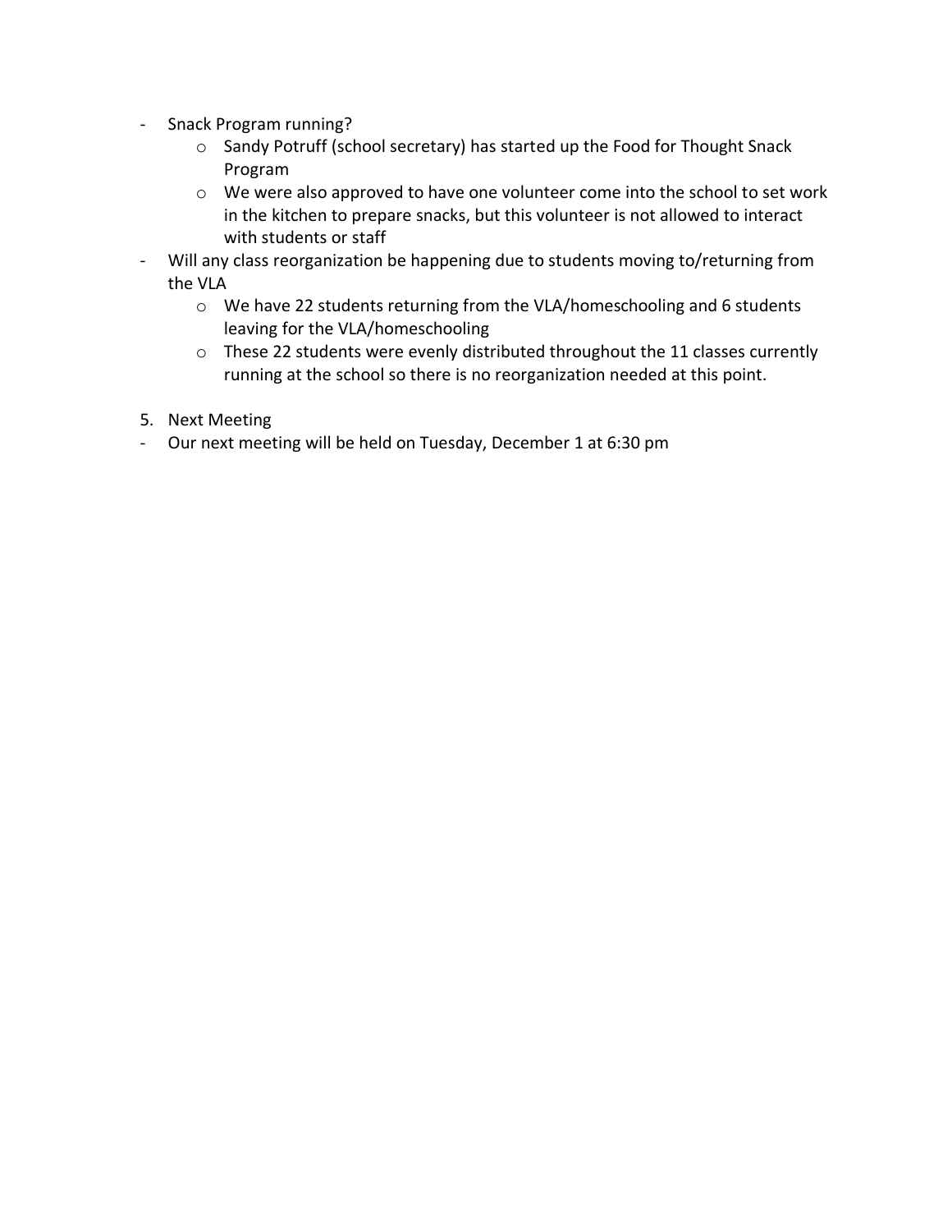- Snack Program running?
    - Sandy Potruff (school secretary) has started up the Food for Thought Snack Program
    - We were also approved to have one volunteer come into the school to set work in the kitchen to prepare snacks, but this volunteer is not allowed to interact with students or staff
- Will any class reorganization be happening due to students moving to/returning from the VLA
    - We have 22 students returning from the VLA/homeschooling and 6 students leaving for the VLA/homeschooling
    - These 22 students were evenly distributed throughout the 11 classes currently running at the school so there is no reorganization needed at this point.

5. Next Meeting

- Our next meeting will be held on Tuesday, December 1 at 6:30 pm